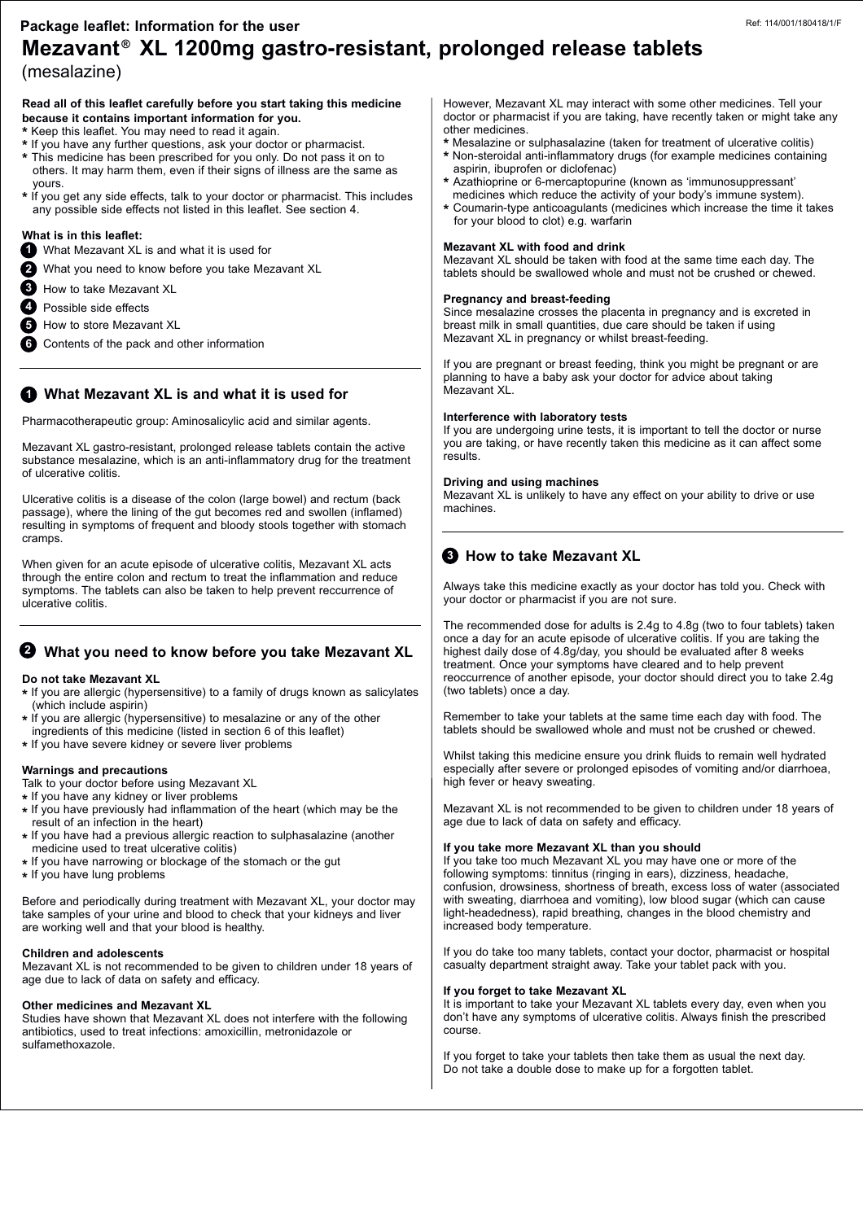**Package leaflet: Information for the user**

Ref: 114/001/180418/1/F

# Mezavant® XL 1200mg gastro-resistant, prolonged release tablets

(mesalazine)

**Read all of this leaflet carefully before you start taking this medicine because it contains important information for you.**

* Keep this leaflet. You may need to read it again.
* If you have any further questions, ask your doctor or pharmacist.
* This medicine has been prescribed for you only. Do not pass it on to others. It may harm them, even if their signs of illness are the same as yours.
* If you get any side effects, talk to your doctor or pharmacist. This includes any possible side effects not listed in this leaflet. See section 4.

**What is in this leaflet:**

1. What Mezavant XL is and what it is used for
2. What you need to know before you take Mezavant XL
3. How to take Mezavant XL
4. Possible side effects
5. How to store Mezavant XL
6. Contents of the pack and other information

## 1 What Mezavant XL is and what it is used for

Pharmacotherapeutic group: Aminosalicylic acid and similar agents.

Mezavant XL gastro-resistant, prolonged release tablets contain the active substance mesalazine, which is an anti-inflammatory drug for the treatment of ulcerative colitis.

Ulcerative colitis is a disease of the colon (large bowel) and rectum (back passage), where the lining of the gut becomes red and swollen (inflamed) resulting in symptoms of frequent and bloody stools together with stomach cramps.

When given for an acute episode of ulcerative colitis, Mezavant XL acts through the entire colon and rectum to treat the inflammation and reduce symptoms. The tablets can also be taken to help prevent reccurrence of ulcerative colitis.

## 2 What you need to know before you take Mezavant XL

**Do not take Mezavant XL**

* If you are allergic (hypersensitive) to a family of drugs known as salicylates (which include aspirin)
* If you are allergic (hypersensitive) to mesalazine or any of the other ingredients of this medicine (listed in section 6 of this leaflet)
* If you have severe kidney or severe liver problems

**Warnings and precautions**

Talk to your doctor before using Mezavant XL

* If you have any kidney or liver problems
* If you have previously had inflammation of the heart (which may be the result of an infection in the heart)
* If you have had a previous allergic reaction to sulphasalazine (another medicine used to treat ulcerative colitis)
* If you have narrowing or blockage of the stomach or the gut
* If you have lung problems

Before and periodically during treatment with Mezavant XL, your doctor may take samples of your urine and blood to check that your kidneys and liver are working well and that your blood is healthy.

**Children and adolescents**

Mezavant XL is not recommended to be given to children under 18 years of age due to lack of data on safety and efficacy.

**Other medicines and Mezavant XL**

Studies have shown that Mezavant XL does not interfere with the following antibiotics, used to treat infections: amoxicillin, metronidazole or sulfamethoxazole.

However, Mezavant XL may interact with some other medicines. Tell your doctor or pharmacist if you are taking, have recently taken or might take any other medicines.

* Mesalazine or sulphasalazine (taken for treatment of ulcerative colitis)
* Non-steroidal anti-inflammatory drugs (for example medicines containing aspirin, ibuprofen or diclofenac)
* Azathioprine or 6-mercaptopurine (known as 'immunosuppressant' medicines which reduce the activity of your body's immune system).
* Coumarin-type anticoagulants (medicines which increase the time it takes for your blood to clot) e.g. warfarin

**Mezavant XL with food and drink**

Mezavant XL should be taken with food at the same time each day. The tablets should be swallowed whole and must not be crushed or chewed.

**Pregnancy and breast-feeding**

Since mesalazine crosses the placenta in pregnancy and is excreted in breast milk in small quantities, due care should be taken if using Mezavant XL in pregnancy or whilst breast-feeding.

If you are pregnant or breast feeding, think you might be pregnant or are planning to have a baby ask your doctor for advice about taking Mezavant XL.

**Interference with laboratory tests**

If you are undergoing urine tests, it is important to tell the doctor or nurse you are taking, or have recently taken this medicine as it can affect some results.

**Driving and using machines**

Mezavant XL is unlikely to have any effect on your ability to drive or use machines.

## 3 How to take Mezavant XL

Always take this medicine exactly as your doctor has told you. Check with your doctor or pharmacist if you are not sure.

The recommended dose for adults is 2.4g to 4.8g (two to four tablets) taken once a day for an acute episode of ulcerative colitis. If you are taking the highest daily dose of 4.8g/day, you should be evaluated after 8 weeks treatment. Once your symptoms have cleared and to help prevent reoccurrence of another episode, your doctor should direct you to take 2.4g (two tablets) once a day.

Remember to take your tablets at the same time each day with food. The tablets should be swallowed whole and must not be crushed or chewed.

Whilst taking this medicine ensure you drink fluids to remain well hydrated especially after severe or prolonged episodes of vomiting and/or diarrhoea, high fever or heavy sweating.

Mezavant XL is not recommended to be given to children under 18 years of age due to lack of data on safety and efficacy.

**If you take more Mezavant XL than you should**

If you take too much Mezavant XL you may have one or more of the following symptoms: tinnitus (ringing in ears), dizziness, headache, confusion, drowsiness, shortness of breath, excess loss of water (associated with sweating, diarrhoea and vomiting), low blood sugar (which can cause light-headedness), rapid breathing, changes in the blood chemistry and increased body temperature.

If you do take too many tablets, contact your doctor, pharmacist or hospital casualty department straight away. Take your tablet pack with you.

**If you forget to take Mezavant XL**

It is important to take your Mezavant XL tablets every day, even when you don't have any symptoms of ulcerative colitis. Always finish the prescribed course.

If you forget to take your tablets then take them as usual the next day. Do not take a double dose to make up for a forgotten tablet.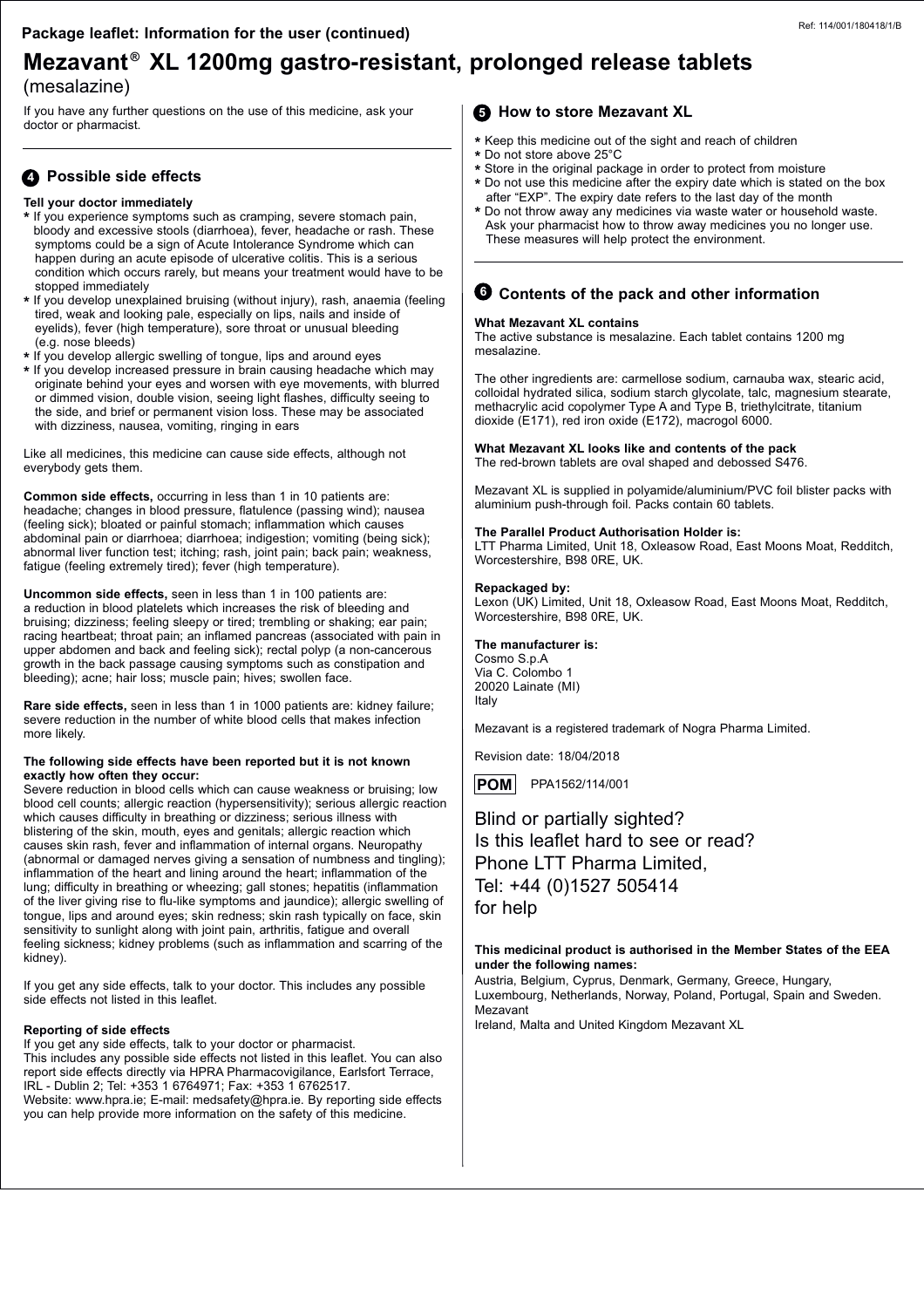# Mezavant® XL 1200mg gastro-resistant, prolonged release tablets

(mesalazine)

If you have any further questions on the use of this medicine, ask your doctor or pharmacist.

## 4 Possible side effects

**Tell your doctor immediately**

* If you experience symptoms such as cramping, severe stomach pain, bloody and excessive stools (diarrhoea), fever, headache or rash. These symptoms could be a sign of Acute Intolerance Syndrome which can happen during an acute episode of ulcerative colitis. This is a serious condition which occurs rarely, but means your treatment would have to be stopped immediately
* If you develop unexplained bruising (without injury), rash, anaemia (feeling tired, weak and looking pale, especially on lips, nails and inside of eyelids), fever (high temperature), sore throat or unusual bleeding (e.g. nose bleeds)
* If you develop allergic swelling of tongue, lips and around eyes
* If you develop increased pressure in brain causing headache which may originate behind your eyes and worsen with eye movements, with blurred or dimmed vision, double vision, seeing light flashes, difficulty seeing to the side, and brief or permanent vision loss. These may be associated with dizziness, nausea, vomiting, ringing in ears

Like all medicines, this medicine can cause side effects, although not everybody gets them.

**Common side effects,** occurring in less than 1 in 10 patients are: headache; changes in blood pressure, flatulence (passing wind); nausea (feeling sick); bloated or painful stomach; inflammation which causes abdominal pain or diarrhoea; diarrhoea; indigestion; vomiting (being sick); abnormal liver function test; itching; rash, joint pain; back pain; weakness, fatigue (feeling extremely tired); fever (high temperature).

**Uncommon side effects,** seen in less than 1 in 100 patients are: a reduction in blood platelets which increases the risk of bleeding and bruising; dizziness; feeling sleepy or tired; trembling or shaking; ear pain; racing heartbeat; throat pain; an inflamed pancreas (associated with pain in upper abdomen and back and feeling sick); rectal polyp (a non-cancerous growth in the back passage causing symptoms such as constipation and bleeding); acne; hair loss; muscle pain; hives; swollen face.

**Rare side effects,** seen in less than 1 in 1000 patients are: kidney failure; severe reduction in the number of white blood cells that makes infection more likely.

**The following side effects have been reported but it is not known exactly how often they occur:**
Severe reduction in blood cells which can cause weakness or bruising; low blood cell counts; allergic reaction (hypersensitivity); serious allergic reaction which causes difficulty in breathing or dizziness; serious illness with blistering of the skin, mouth, eyes and genitals; allergic reaction which causes skin rash, fever and inflammation of internal organs. Neuropathy (abnormal or damaged nerves giving a sensation of numbness and tingling); inflammation of the heart and lining around the heart; inflammation of the lung; difficulty in breathing or wheezing; gall stones; hepatitis (inflammation of the liver giving rise to flu-like symptoms and jaundice); allergic swelling of tongue, lips and around eyes; skin redness; skin rash typically on face, skin sensitivity to sunlight along with joint pain, arthritis, fatigue and overall feeling sickness; kidney problems (such as inflammation and scarring of the kidney).

If you get any side effects, talk to your doctor. This includes any possible side effects not listed in this leaflet.

**Reporting of side effects**
If you get any side effects, talk to your doctor or pharmacist.
This includes any possible side effects not listed in this leaflet. You can also report side effects directly via HPRA Pharmacovigilance, Earlsfort Terrace, IRL - Dublin 2; Tel: +353 1 6764971; Fax: +353 1 6762517.
Website: www.hpra.ie; E-mail: medsafety@hpra.ie. By reporting side effects you can help provide more information on the safety of this medicine.

## 5 How to store Mezavant XL

* Keep this medicine out of the sight and reach of children
* Do not store above 25°C
* Store in the original package in order to protect from moisture
* Do not use this medicine after the expiry date which is stated on the box after "EXP". The expiry date refers to the last day of the month
* Do not throw away any medicines via waste water or household waste. Ask your pharmacist how to throw away medicines you no longer use. These measures will help protect the environment.

## 6 Contents of the pack and other information

**What Mezavant XL contains**
The active substance is mesalazine. Each tablet contains 1200 mg mesalazine.

The other ingredients are: carmellose sodium, carnauba wax, stearic acid, colloidal hydrated silica, sodium starch glycolate, talc, magnesium stearate, methacrylic acid copolymer Type A and Type B, triethylcitrate, titanium dioxide (E171), red iron oxide (E172), macrogol 6000.

**What Mezavant XL looks like and contents of the pack**
The red-brown tablets are oval shaped and debossed S476.

Mezavant XL is supplied in polyamide/aluminium/PVC foil blister packs with aluminium push-through foil. Packs contain 60 tablets.

**The Parallel Product Authorisation Holder is:**
LTT Pharma Limited, Unit 18, Oxleasow Road, East Moons Moat, Redditch, Worcestershire, B98 0RE, UK.

**Repackaged by:**
Lexon (UK) Limited, Unit 18, Oxleasow Road, East Moons Moat, Redditch, Worcestershire, B98 0RE, UK.

**The manufacturer is:**
Cosmo S.p.A
Via C. Colombo 1
20020 Lainate (MI)
Italy

Mezavant is a registered trademark of Nogra Pharma Limited.

Revision date: 18/04/2018

**POM** PPA1562/114/001

Blind or partially sighted?
Is this leaflet hard to see or read?
Phone LTT Pharma Limited,
Tel: +44 (0)1527 505414
for help

**This medicinal product is authorised in the Member States of the EEA under the following names:**
Austria, Belgium, Cyprus, Denmark, Germany, Greece, Hungary, Luxembourg, Netherlands, Norway, Poland, Portugal, Spain and Sweden. Mezavant
Ireland, Malta and United Kingdom Mezavant XL